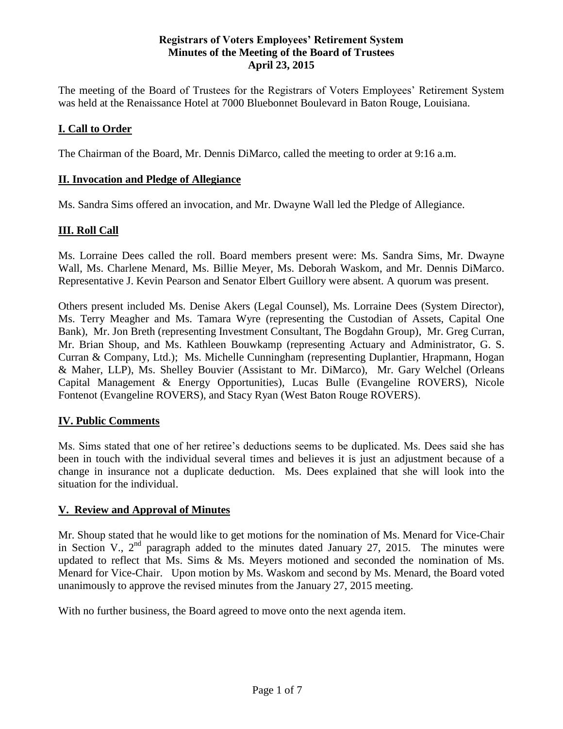# Registrars of Voters Employees' Retirement System
# Minutes of the Meeting of the Board of Trustees
# April 23, 2015

The meeting of the Board of Trustees for the Registrars of Voters Employees' Retirement System was held at the Renaissance Hotel at 7000 Bluebonnet Boulevard in Baton Rouge, Louisiana.

## I. Call to Order

The Chairman of the Board, Mr. Dennis DiMarco, called the meeting to order at 9:16 a.m.

## II. Invocation and Pledge of Allegiance

Ms. Sandra Sims offered an invocation, and Mr. Dwayne Wall led the Pledge of Allegiance.

## III. Roll Call

Ms. Lorraine Dees called the roll. Board members present were: Ms. Sandra Sims, Mr. Dwayne Wall, Ms. Charlene Menard, Ms. Billie Meyer, Ms. Deborah Waskom, and Mr. Dennis DiMarco. Representative J. Kevin Pearson and Senator Elbert Guillory were absent. A quorum was present.

Others present included Ms. Denise Akers (Legal Counsel), Ms. Lorraine Dees (System Director), Ms. Terry Meagher and Ms. Tamara Wyre (representing the Custodian of Assets, Capital One Bank), Mr. Jon Breth (representing Investment Consultant, The Bogdahn Group), Mr. Greg Curran, Mr. Brian Shoup, and Ms. Kathleen Bouwkamp (representing Actuary and Administrator, G. S. Curran & Company, Ltd.); Ms. Michelle Cunningham (representing Duplantier, Hrapmann, Hogan & Maher, LLP), Ms. Shelley Bouvier (Assistant to Mr. DiMarco), Mr. Gary Welchel (Orleans Capital Management & Energy Opportunities), Lucas Bulle (Evangeline ROVERS), Nicole Fontenot (Evangeline ROVERS), and Stacy Ryan (West Baton Rouge ROVERS).

## IV. Public Comments

Ms. Sims stated that one of her retiree's deductions seems to be duplicated. Ms. Dees said she has been in touch with the individual several times and believes it is just an adjustment because of a change in insurance not a duplicate deduction. Ms. Dees explained that she will look into the situation for the individual.

## V. Review and Approval of Minutes

Mr. Shoup stated that he would like to get motions for the nomination of Ms. Menard for Vice-Chair in Section V., 2nd paragraph added to the minutes dated January 27, 2015. The minutes were updated to reflect that Ms. Sims & Ms. Meyers motioned and seconded the nomination of Ms. Menard for Vice-Chair. Upon motion by Ms. Waskom and second by Ms. Menard, the Board voted unanimously to approve the revised minutes from the January 27, 2015 meeting.

With no further business, the Board agreed to move onto the next agenda item.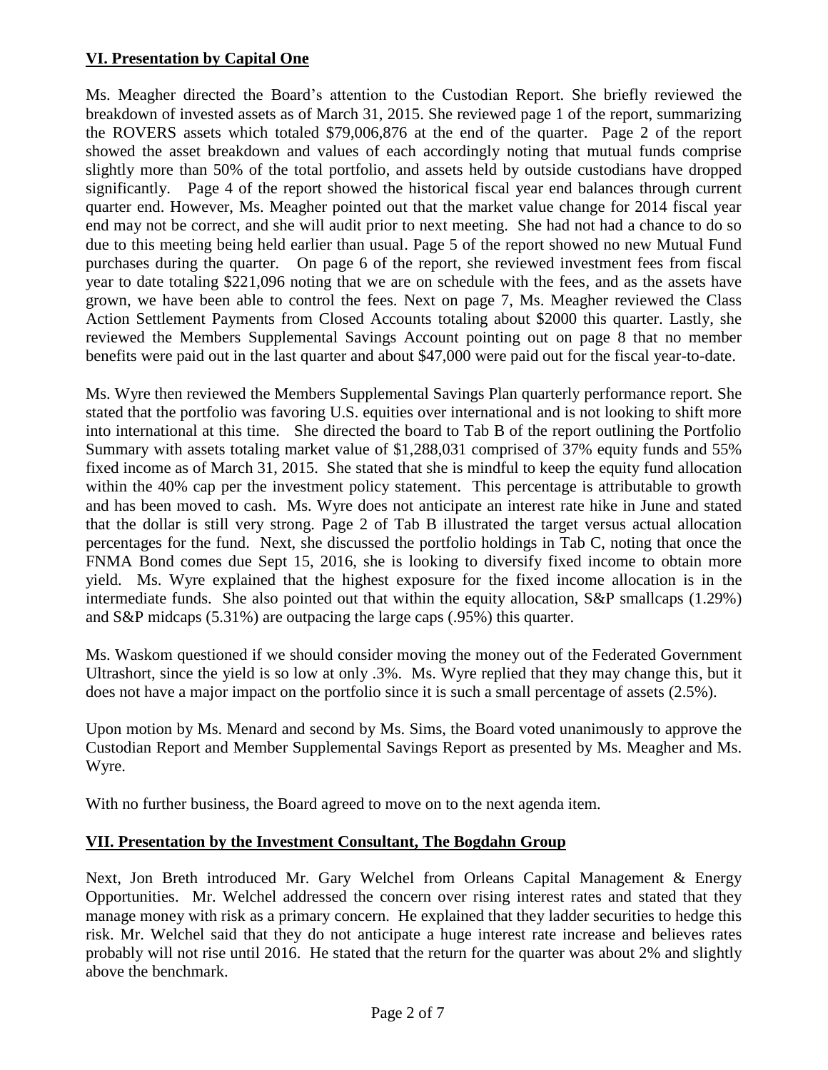## VI. Presentation by Capital One

Ms. Meagher directed the Board's attention to the Custodian Report. She briefly reviewed the breakdown of invested assets as of March 31, 2015. She reviewed page 1 of the report, summarizing the ROVERS assets which totaled $79,006,876 at the end of the quarter. Page 2 of the report showed the asset breakdown and values of each accordingly noting that mutual funds comprise slightly more than 50% of the total portfolio, and assets held by outside custodians have dropped significantly. Page 4 of the report showed the historical fiscal year end balances through current quarter end. However, Ms. Meagher pointed out that the market value change for 2014 fiscal year end may not be correct, and she will audit prior to next meeting. She had not had a chance to do so due to this meeting being held earlier than usual. Page 5 of the report showed no new Mutual Fund purchases during the quarter. On page 6 of the report, she reviewed investment fees from fiscal year to date totaling $221,096 noting that we are on schedule with the fees, and as the assets have grown, we have been able to control the fees. Next on page 7, Ms. Meagher reviewed the Class Action Settlement Payments from Closed Accounts totaling about $2000 this quarter. Lastly, she reviewed the Members Supplemental Savings Account pointing out on page 8 that no member benefits were paid out in the last quarter and about $47,000 were paid out for the fiscal year-to-date.

Ms. Wyre then reviewed the Members Supplemental Savings Plan quarterly performance report. She stated that the portfolio was favoring U.S. equities over international and is not looking to shift more into international at this time. She directed the board to Tab B of the report outlining the Portfolio Summary with assets totaling market value of $1,288,031 comprised of 37% equity funds and 55% fixed income as of March 31, 2015. She stated that she is mindful to keep the equity fund allocation within the 40% cap per the investment policy statement. This percentage is attributable to growth and has been moved to cash. Ms. Wyre does not anticipate an interest rate hike in June and stated that the dollar is still very strong. Page 2 of Tab B illustrated the target versus actual allocation percentages for the fund. Next, she discussed the portfolio holdings in Tab C, noting that once the FNMA Bond comes due Sept 15, 2016, she is looking to diversify fixed income to obtain more yield. Ms. Wyre explained that the highest exposure for the fixed income allocation is in the intermediate funds. She also pointed out that within the equity allocation, S&P smallcaps (1.29%) and S&P midcaps (5.31%) are outpacing the large caps (.95%) this quarter.

Ms. Waskom questioned if we should consider moving the money out of the Federated Government Ultrashort, since the yield is so low at only .3%. Ms. Wyre replied that they may change this, but it does not have a major impact on the portfolio since it is such a small percentage of assets (2.5%).

Upon motion by Ms. Menard and second by Ms. Sims, the Board voted unanimously to approve the Custodian Report and Member Supplemental Savings Report as presented by Ms. Meagher and Ms. Wyre.

With no further business, the Board agreed to move on to the next agenda item.

## VII. Presentation by the Investment Consultant, The Bogdahn Group

Next, Jon Breth introduced Mr. Gary Welchel from Orleans Capital Management & Energy Opportunities. Mr. Welchel addressed the concern over rising interest rates and stated that they manage money with risk as a primary concern. He explained that they ladder securities to hedge this risk. Mr. Welchel said that they do not anticipate a huge interest rate increase and believes rates probably will not rise until 2016. He stated that the return for the quarter was about 2% and slightly above the benchmark.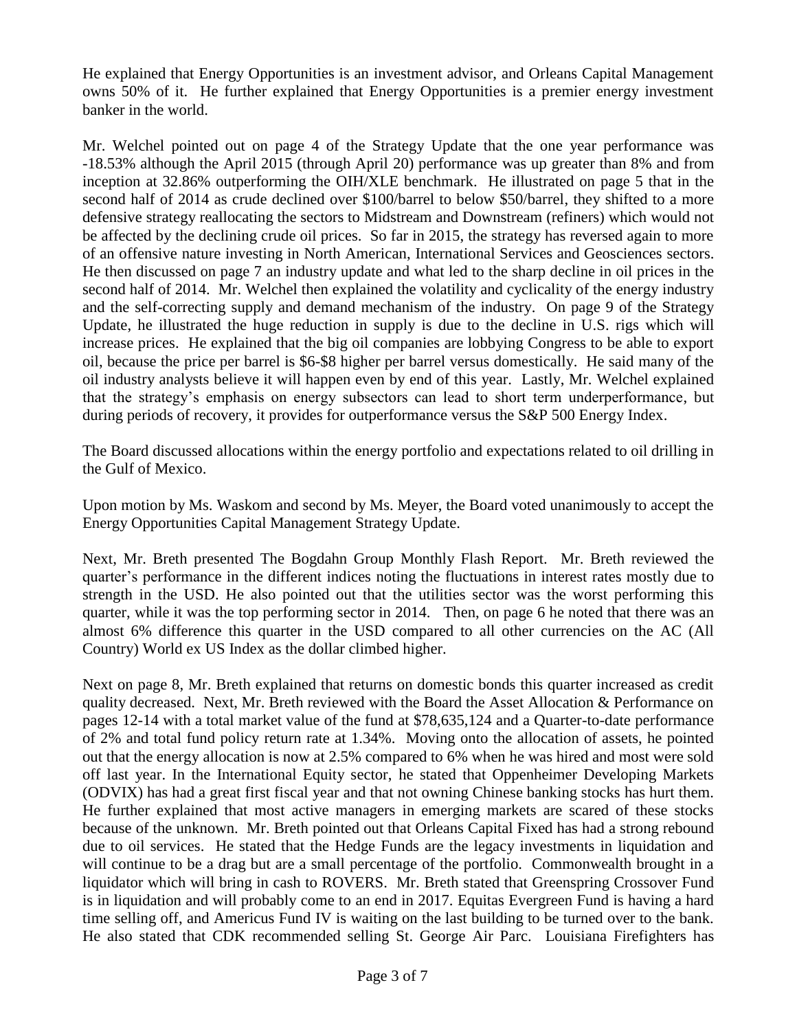He explained that Energy Opportunities is an investment advisor, and Orleans Capital Management owns 50% of it. He further explained that Energy Opportunities is a premier energy investment banker in the world.

Mr. Welchel pointed out on page 4 of the Strategy Update that the one year performance was -18.53% although the April 2015 (through April 20) performance was up greater than 8% and from inception at 32.86% outperforming the OIH/XLE benchmark. He illustrated on page 5 that in the second half of 2014 as crude declined over $100/barrel to below $50/barrel, they shifted to a more defensive strategy reallocating the sectors to Midstream and Downstream (refiners) which would not be affected by the declining crude oil prices. So far in 2015, the strategy has reversed again to more of an offensive nature investing in North American, International Services and Geosciences sectors. He then discussed on page 7 an industry update and what led to the sharp decline in oil prices in the second half of 2014. Mr. Welchel then explained the volatility and cyclicality of the energy industry and the self-correcting supply and demand mechanism of the industry. On page 9 of the Strategy Update, he illustrated the huge reduction in supply is due to the decline in U.S. rigs which will increase prices. He explained that the big oil companies are lobbying Congress to be able to export oil, because the price per barrel is $6-$8 higher per barrel versus domestically. He said many of the oil industry analysts believe it will happen even by end of this year. Lastly, Mr. Welchel explained that the strategy's emphasis on energy subsectors can lead to short term underperformance, but during periods of recovery, it provides for outperformance versus the S&P 500 Energy Index.

The Board discussed allocations within the energy portfolio and expectations related to oil drilling in the Gulf of Mexico.

Upon motion by Ms. Waskom and second by Ms. Meyer, the Board voted unanimously to accept the Energy Opportunities Capital Management Strategy Update.

Next, Mr. Breth presented The Bogdahn Group Monthly Flash Report. Mr. Breth reviewed the quarter's performance in the different indices noting the fluctuations in interest rates mostly due to strength in the USD. He also pointed out that the utilities sector was the worst performing this quarter, while it was the top performing sector in 2014. Then, on page 6 he noted that there was an almost 6% difference this quarter in the USD compared to all other currencies on the AC (All Country) World ex US Index as the dollar climbed higher.

Next on page 8, Mr. Breth explained that returns on domestic bonds this quarter increased as credit quality decreased. Next, Mr. Breth reviewed with the Board the Asset Allocation & Performance on pages 12-14 with a total market value of the fund at $78,635,124 and a Quarter-to-date performance of 2% and total fund policy return rate at 1.34%. Moving onto the allocation of assets, he pointed out that the energy allocation is now at 2.5% compared to 6% when he was hired and most were sold off last year. In the International Equity sector, he stated that Oppenheimer Developing Markets (ODVIX) has had a great first fiscal year and that not owning Chinese banking stocks has hurt them. He further explained that most active managers in emerging markets are scared of these stocks because of the unknown. Mr. Breth pointed out that Orleans Capital Fixed has had a strong rebound due to oil services. He stated that the Hedge Funds are the legacy investments in liquidation and will continue to be a drag but are a small percentage of the portfolio. Commonwealth brought in a liquidator which will bring in cash to ROVERS. Mr. Breth stated that Greenspring Crossover Fund is in liquidation and will probably come to an end in 2017. Equitas Evergreen Fund is having a hard time selling off, and Americus Fund IV is waiting on the last building to be turned over to the bank. He also stated that CDK recommended selling St. George Air Parc. Louisiana Firefighters has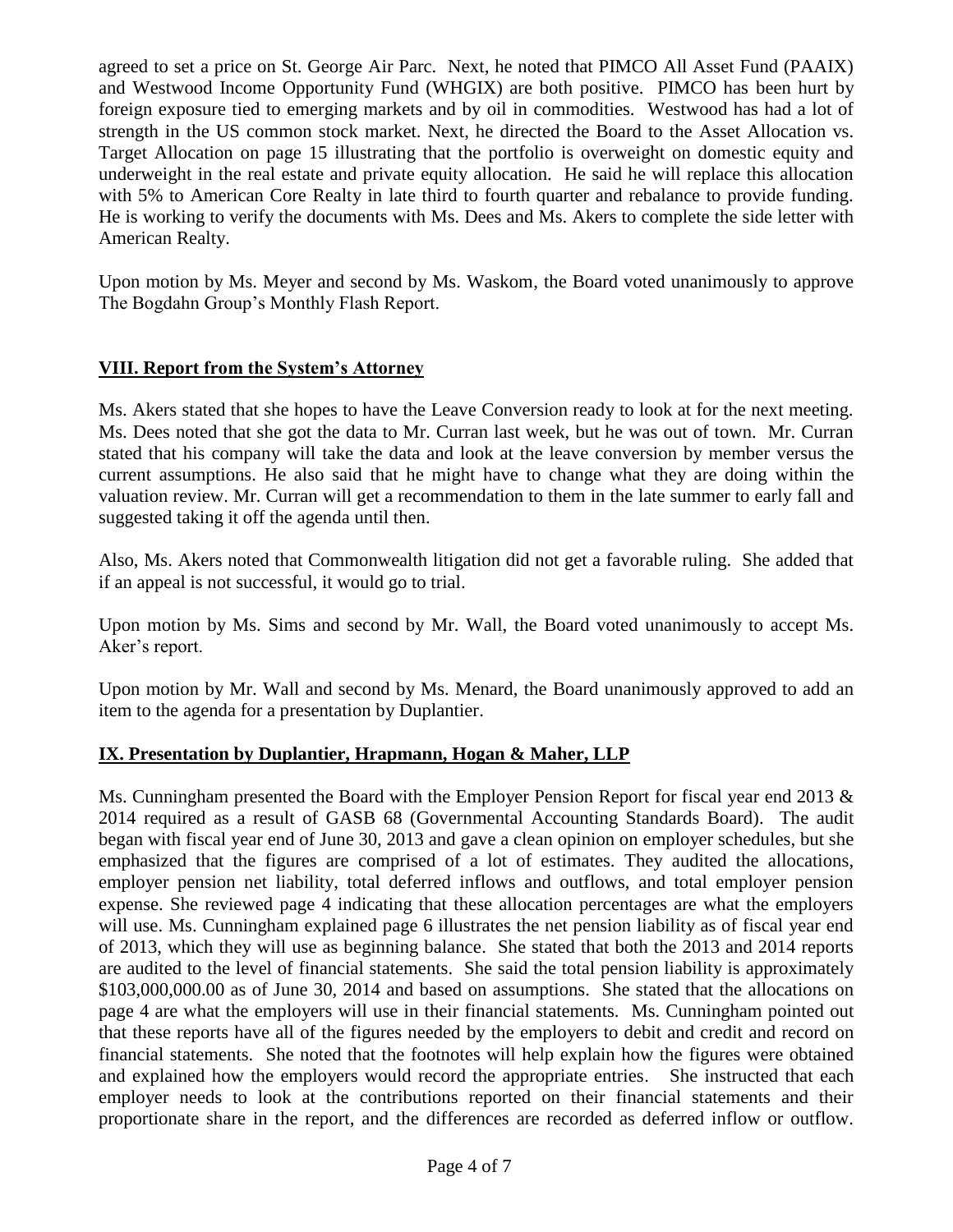agreed to set a price on St. George Air Parc. Next, he noted that PIMCO All Asset Fund (PAAIX) and Westwood Income Opportunity Fund (WHGIX) are both positive. PIMCO has been hurt by foreign exposure tied to emerging markets and by oil in commodities. Westwood has had a lot of strength in the US common stock market. Next, he directed the Board to the Asset Allocation vs. Target Allocation on page 15 illustrating that the portfolio is overweight on domestic equity and underweight in the real estate and private equity allocation. He said he will replace this allocation with 5% to American Core Realty in late third to fourth quarter and rebalance to provide funding. He is working to verify the documents with Ms. Dees and Ms. Akers to complete the side letter with American Realty.

Upon motion by Ms. Meyer and second by Ms. Waskom, the Board voted unanimously to approve The Bogdahn Group's Monthly Flash Report.

## VIII. Report from the System's Attorney

Ms. Akers stated that she hopes to have the Leave Conversion ready to look at for the next meeting. Ms. Dees noted that she got the data to Mr. Curran last week, but he was out of town. Mr. Curran stated that his company will take the data and look at the leave conversion by member versus the current assumptions. He also said that he might have to change what they are doing within the valuation review. Mr. Curran will get a recommendation to them in the late summer to early fall and suggested taking it off the agenda until then.

Also, Ms. Akers noted that Commonwealth litigation did not get a favorable ruling. She added that if an appeal is not successful, it would go to trial.

Upon motion by Ms. Sims and second by Mr. Wall, the Board voted unanimously to accept Ms. Aker's report.

Upon motion by Mr. Wall and second by Ms. Menard, the Board unanimously approved to add an item to the agenda for a presentation by Duplantier.

## IX. Presentation by Duplantier, Hrapmann, Hogan & Maher, LLP

Ms. Cunningham presented the Board with the Employer Pension Report for fiscal year end 2013 & 2014 required as a result of GASB 68 (Governmental Accounting Standards Board). The audit began with fiscal year end of June 30, 2013 and gave a clean opinion on employer schedules, but she emphasized that the figures are comprised of a lot of estimates. They audited the allocations, employer pension net liability, total deferred inflows and outflows, and total employer pension expense. She reviewed page 4 indicating that these allocation percentages are what the employers will use. Ms. Cunningham explained page 6 illustrates the net pension liability as of fiscal year end of 2013, which they will use as beginning balance. She stated that both the 2013 and 2014 reports are audited to the level of financial statements. She said the total pension liability is approximately \$103,000,000.00 as of June 30, 2014 and based on assumptions. She stated that the allocations on page 4 are what the employers will use in their financial statements. Ms. Cunningham pointed out that these reports have all of the figures needed by the employers to debit and credit and record on financial statements. She noted that the footnotes will help explain how the figures were obtained and explained how the employers would record the appropriate entries. She instructed that each employer needs to look at the contributions reported on their financial statements and their proportionate share in the report, and the differences are recorded as deferred inflow or outflow.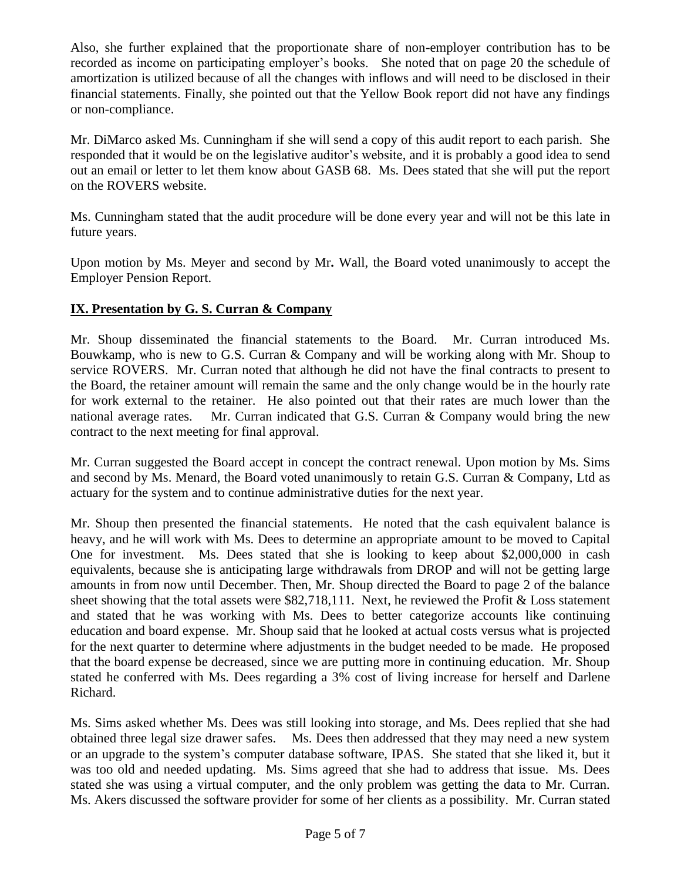Also, she further explained that the proportionate share of non-employer contribution has to be recorded as income on participating employer's books. She noted that on page 20 the schedule of amortization is utilized because of all the changes with inflows and will need to be disclosed in their financial statements. Finally, she pointed out that the Yellow Book report did not have any findings or non-compliance.

Mr. DiMarco asked Ms. Cunningham if she will send a copy of this audit report to each parish. She responded that it would be on the legislative auditor's website, and it is probably a good idea to send out an email or letter to let them know about GASB 68. Ms. Dees stated that she will put the report on the ROVERS website.

Ms. Cunningham stated that the audit procedure will be done every year and will not be this late in future years.

Upon motion by Ms. Meyer and second by Mr**.** Wall, the Board voted unanimously to accept the Employer Pension Report.

## IX. Presentation by G. S. Curran & Company

Mr. Shoup disseminated the financial statements to the Board. Mr. Curran introduced Ms. Bouwkamp, who is new to G.S. Curran & Company and will be working along with Mr. Shoup to service ROVERS. Mr. Curran noted that although he did not have the final contracts to present to the Board, the retainer amount will remain the same and the only change would be in the hourly rate for work external to the retainer. He also pointed out that their rates are much lower than the national average rates. Mr. Curran indicated that G.S. Curran & Company would bring the new contract to the next meeting for final approval.

Mr. Curran suggested the Board accept in concept the contract renewal. Upon motion by Ms. Sims and second by Ms. Menard, the Board voted unanimously to retain G.S. Curran & Company, Ltd as actuary for the system and to continue administrative duties for the next year.

Mr. Shoup then presented the financial statements. He noted that the cash equivalent balance is heavy, and he will work with Ms. Dees to determine an appropriate amount to be moved to Capital One for investment. Ms. Dees stated that she is looking to keep about $2,000,000 in cash equivalents, because she is anticipating large withdrawals from DROP and will not be getting large amounts in from now until December. Then, Mr. Shoup directed the Board to page 2 of the balance sheet showing that the total assets were $82,718,111. Next, he reviewed the Profit & Loss statement and stated that he was working with Ms. Dees to better categorize accounts like continuing education and board expense. Mr. Shoup said that he looked at actual costs versus what is projected for the next quarter to determine where adjustments in the budget needed to be made. He proposed that the board expense be decreased, since we are putting more in continuing education. Mr. Shoup stated he conferred with Ms. Dees regarding a 3% cost of living increase for herself and Darlene Richard.

Ms. Sims asked whether Ms. Dees was still looking into storage, and Ms. Dees replied that she had obtained three legal size drawer safes. Ms. Dees then addressed that they may need a new system or an upgrade to the system's computer database software, IPAS. She stated that she liked it, but it was too old and needed updating. Ms. Sims agreed that she had to address that issue. Ms. Dees stated she was using a virtual computer, and the only problem was getting the data to Mr. Curran. Ms. Akers discussed the software provider for some of her clients as a possibility. Mr. Curran stated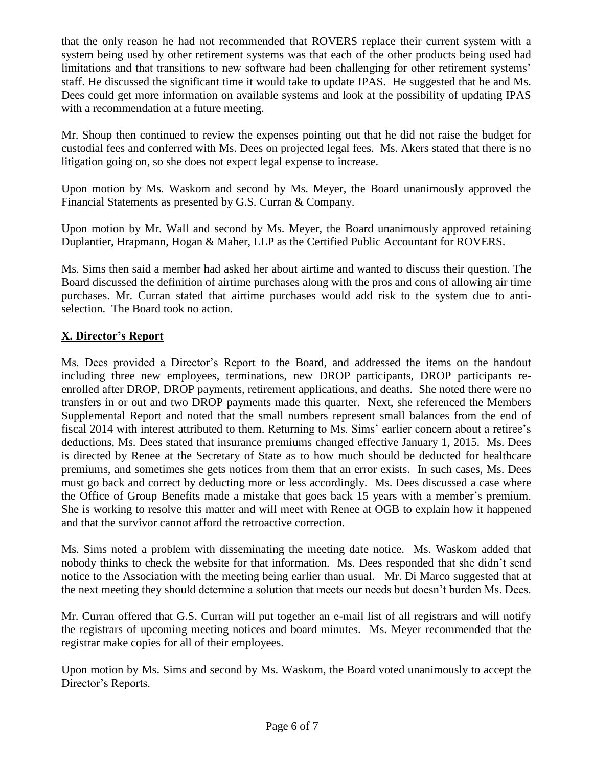that the only reason he had not recommended that ROVERS replace their current system with a system being used by other retirement systems was that each of the other products being used had limitations and that transitions to new software had been challenging for other retirement systems' staff. He discussed the significant time it would take to update IPAS. He suggested that he and Ms. Dees could get more information on available systems and look at the possibility of updating IPAS with a recommendation at a future meeting.

Mr. Shoup then continued to review the expenses pointing out that he did not raise the budget for custodial fees and conferred with Ms. Dees on projected legal fees. Ms. Akers stated that there is no litigation going on, so she does not expect legal expense to increase.

Upon motion by Ms. Waskom and second by Ms. Meyer, the Board unanimously approved the Financial Statements as presented by G.S. Curran & Company.

Upon motion by Mr. Wall and second by Ms. Meyer, the Board unanimously approved retaining Duplantier, Hrapmann, Hogan & Maher, LLP as the Certified Public Accountant for ROVERS.

Ms. Sims then said a member had asked her about airtime and wanted to discuss their question. The Board discussed the definition of airtime purchases along with the pros and cons of allowing air time purchases. Mr. Curran stated that airtime purchases would add risk to the system due to anti-selection. The Board took no action.

## X. Director's Report

Ms. Dees provided a Director's Report to the Board, and addressed the items on the handout including three new employees, terminations, new DROP participants, DROP participants re-enrolled after DROP, DROP payments, retirement applications, and deaths. She noted there were no transfers in or out and two DROP payments made this quarter. Next, she referenced the Members Supplemental Report and noted that the small numbers represent small balances from the end of fiscal 2014 with interest attributed to them. Returning to Ms. Sims' earlier concern about a retiree's deductions, Ms. Dees stated that insurance premiums changed effective January 1, 2015. Ms. Dees is directed by Renee at the Secretary of State as to how much should be deducted for healthcare premiums, and sometimes she gets notices from them that an error exists. In such cases, Ms. Dees must go back and correct by deducting more or less accordingly. Ms. Dees discussed a case where the Office of Group Benefits made a mistake that goes back 15 years with a member's premium. She is working to resolve this matter and will meet with Renee at OGB to explain how it happened and that the survivor cannot afford the retroactive correction.

Ms. Sims noted a problem with disseminating the meeting date notice. Ms. Waskom added that nobody thinks to check the website for that information. Ms. Dees responded that she didn't send notice to the Association with the meeting being earlier than usual. Mr. Di Marco suggested that at the next meeting they should determine a solution that meets our needs but doesn't burden Ms. Dees.

Mr. Curran offered that G.S. Curran will put together an e-mail list of all registrars and will notify the registrars of upcoming meeting notices and board minutes. Ms. Meyer recommended that the registrar make copies for all of their employees.

Upon motion by Ms. Sims and second by Ms. Waskom, the Board voted unanimously to accept the Director's Reports.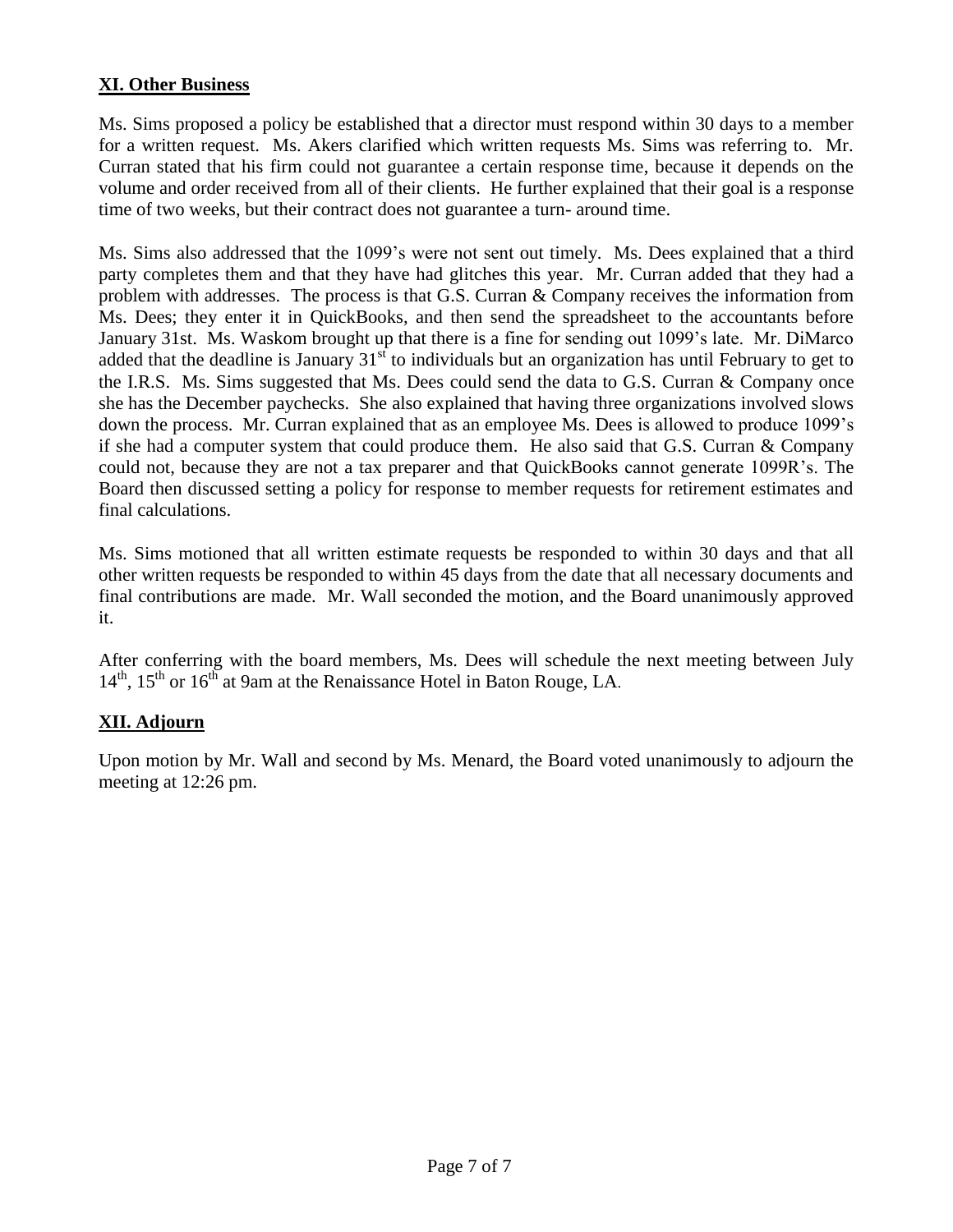## XI. Other Business

Ms. Sims proposed a policy be established that a director must respond within 30 days to a member for a written request. Ms. Akers clarified which written requests Ms. Sims was referring to. Mr. Curran stated that his firm could not guarantee a certain response time, because it depends on the volume and order received from all of their clients. He further explained that their goal is a response time of two weeks, but their contract does not guarantee a turn- around time.

Ms. Sims also addressed that the 1099's were not sent out timely. Ms. Dees explained that a third party completes them and that they have had glitches this year. Mr. Curran added that they had a problem with addresses. The process is that G.S. Curran & Company receives the information from Ms. Dees; they enter it in QuickBooks, and then send the spreadsheet to the accountants before January 31st. Ms. Waskom brought up that there is a fine for sending out 1099's late. Mr. DiMarco added that the deadline is January 31st to individuals but an organization has until February to get to the I.R.S. Ms. Sims suggested that Ms. Dees could send the data to G.S. Curran & Company once she has the December paychecks. She also explained that having three organizations involved slows down the process. Mr. Curran explained that as an employee Ms. Dees is allowed to produce 1099's if she had a computer system that could produce them. He also said that G.S. Curran & Company could not, because they are not a tax preparer and that QuickBooks cannot generate 1099R's. The Board then discussed setting a policy for response to member requests for retirement estimates and final calculations.

Ms. Sims motioned that all written estimate requests be responded to within 30 days and that all other written requests be responded to within 45 days from the date that all necessary documents and final contributions are made. Mr. Wall seconded the motion, and the Board unanimously approved it.

After conferring with the board members, Ms. Dees will schedule the next meeting between July 14th, 15th or 16th at 9am at the Renaissance Hotel in Baton Rouge, LA.

## XII. Adjourn

Upon motion by Mr. Wall and second by Ms. Menard, the Board voted unanimously to adjourn the meeting at 12:26 pm.